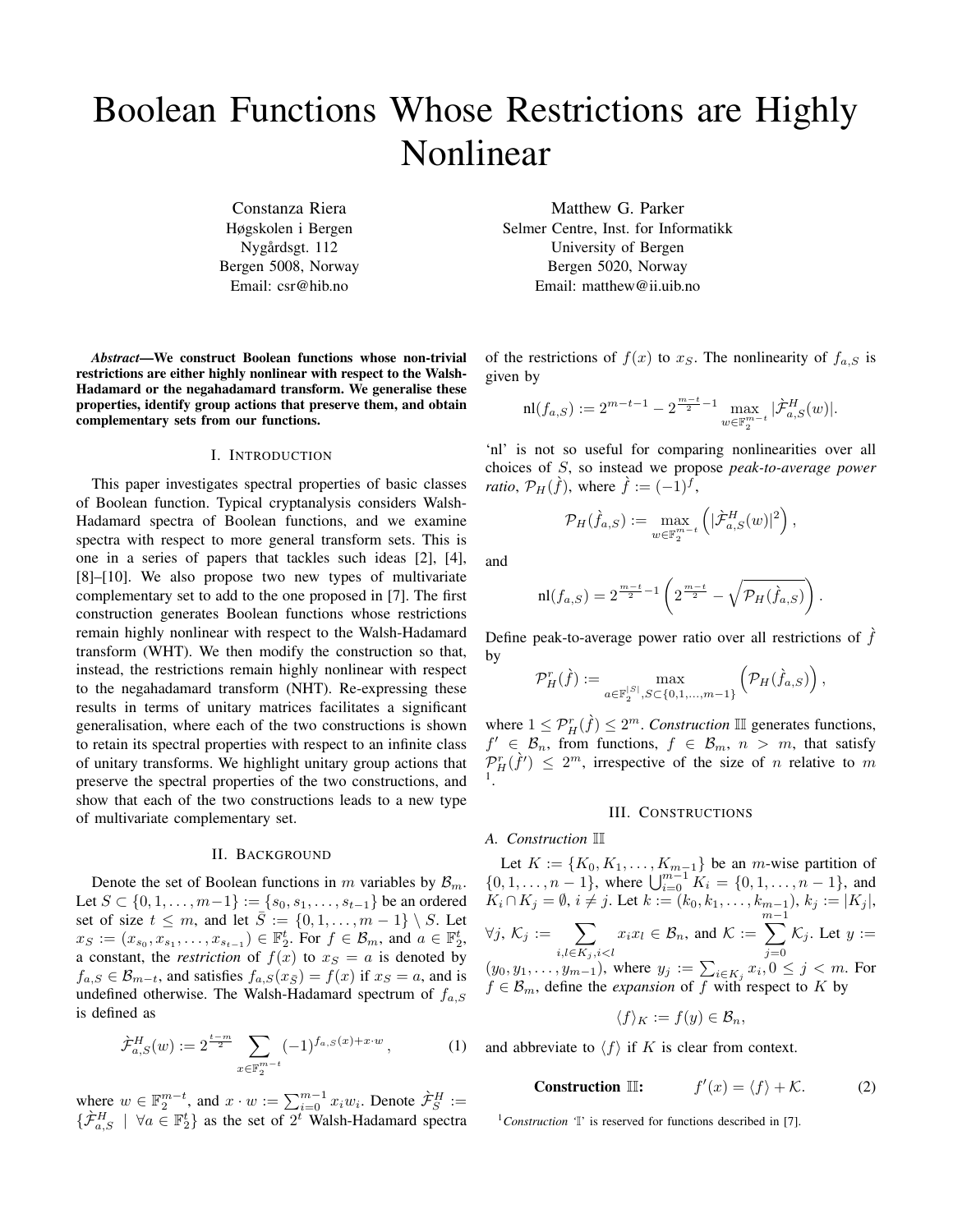# Boolean Functions Whose Restrictions are Highly Nonlinear

Constanza Riera
Høgskolen i Bergen
Nygårdsgt. 112
Bergen 5008, Norway
Email: csr@hib.no

Matthew G. Parker
Selmer Centre, Inst. for Informatikk
University of Bergen
Bergen 5020, Norway
Email: matthew@ii.uib.no

***Abstract*—We construct Boolean functions whose non-trivial restrictions are either highly nonlinear with respect to the Walsh-Hadamard or the negahadamard transform. We generalise these properties, identify group actions that preserve them, and obtain complementary sets from our functions.**

## I. Introduction

This paper investigates spectral properties of basic classes of Boolean function. Typical cryptanalysis considers Walsh-Hadamard spectra of Boolean functions, and we examine spectra with respect to more general transform sets. This is one in a series of papers that tackles such ideas [2], [4], [8]–[10]. We also propose two new types of multivariate complementary set to add to the one proposed in [7]. The first construction generates Boolean functions whose restrictions remain highly nonlinear with respect to the Walsh-Hadamard transform (WHT). We then modify the construction so that, instead, the restrictions remain highly nonlinear with respect to the negahadamard transform (NHT). Re-expressing these results in terms of unitary matrices facilitates a significant generalisation, where each of the two constructions is shown to retain its spectral properties with respect to an infinite class of unitary transforms. We highlight unitary group actions that preserve the spectral properties of the two constructions, and show that each of the two constructions leads to a new type of multivariate complementary set.

## II. Background

Denote the set of Boolean functions in $m$ variables by $\mathcal{B}_m$. Let $S \subset \{0, 1, \ldots, m-1\} := \{s_0, s_1, \ldots, s_{t-1}\}$ be an ordered set of size $t \leq m$, and let $\bar{S} := \{0, 1, \ldots, m-1\} \setminus S$. Let $x_S := (x_{s_0}, x_{s_1}, \ldots, x_{s_{t-1}}) \in \mathbb{F}_2^t$. For $f \in \mathcal{B}_m$, and $a \in \mathbb{F}_2^t$, a constant, the *restriction* of $f(x)$ to $x_S = a$ is denoted by $f_{a,S} \in \mathcal{B}_{m-t}$, and satisfies $f_{a,S}(x_{\bar{S}}) = f(x)$ if $x_S = a$, and is undefined otherwise. The Walsh-Hadamard spectrum of $f_{a,S}$ is defined as

$$\hat{\mathcal{F}}^H_{a,S}(w) := 2^{\frac{t-m}{2}} \sum_{x \in \mathbb{F}_2^{m-t}} (-1)^{f_{a,S}(x) + x \cdot w}, \tag{1}$$

where $w \in \mathbb{F}_2^{m-t}$, and $x \cdot w := \sum_{i=0}^{m-1} x_i w_i$. Denote $\hat{\mathcal{F}}^H_S := \{\hat{\mathcal{F}}^H_{a,S} \mid \forall a \in \mathbb{F}_2^t\}$ as the set of $2^t$ Walsh-Hadamard spectra of the restrictions of $f(x)$ to $x_S$. The nonlinearity of $f_{a,S}$ is given by

$$\text{nl}(f_{a,S}) := 2^{m-t-1} - 2^{\frac{m-t}{2}-1} \max_{w \in \mathbb{F}_2^{m-t}} |\hat{\mathcal{F}}^H_{a,S}(w)|.$$

'nl' is not so useful for comparing nonlinearities over all choices of $S$, so instead we propose *peak-to-average power ratio*, $\mathcal{P}_H(\hat{f})$, where $\hat{f} := (-1)^f$,

$$\mathcal{P}_H(\hat{f}_{a,S}) := \max_{w \in \mathbb{F}_2^{m-t}} \left( |\hat{\mathcal{F}}^H_{a,S}(w)|^2 \right),$$

and

$$\text{nl}(f_{a,S}) = 2^{\frac{m-t}{2}-1} \left( 2^{\frac{m-t}{2}} - \sqrt{\mathcal{P}_H(\hat{f}_{a,S})} \right).$$

Define peak-to-average power ratio over all restrictions of $\hat{f}$ by

$$\mathcal{P}^r_H(\hat{f}) := \max_{a \in \mathbb{F}_2^{|S|}, S \subset \{0,1,\ldots,m-1\}} \left( \mathcal{P}_H(\hat{f}_{a,S}) \right),$$

where $1 \leq \mathcal{P}^r_H(\hat{f}) \leq 2^m$. *Construction* $\mathbb{II}$ generates functions, $f' \in \mathcal{B}_n$, from functions, $f \in \mathcal{B}_m$, $n > m$, that satisfy $\mathcal{P}^r_H(\hat{f}') \leq 2^m$, irrespective of the size of $n$ relative to $m$ [1].

## III. Constructions

### A. Construction $\mathbb{II}$

Let $K := \{K_0, K_1, \ldots, K_{m-1}\}$ be an $m$-wise partition of $\{0, 1, \ldots, n-1\}$, where $\bigcup_{i=0}^{m-1} K_i = \{0, 1, \ldots, n-1\}$, and $K_i \cap K_j = \emptyset$, $i \neq j$. Let $k := (k_0, k_1, \ldots, k_{m-1})$, $k_j := |K_j|$, $\forall j$, $\mathcal{K}_j := \sum_{i,l \in K_j, i<l} x_i x_l \in \mathcal{B}_n$, and $\mathcal{K} := \sum_{j=0}^{m-1} \mathcal{K}_j$. Let $y := (y_0, y_1, \ldots, y_{m-1})$, where $y_j := \sum_{i \in K_j} x_i, 0 \leq j < m$. For $f \in \mathcal{B}_m$, define the *expansion* of $f$ with respect to $K$ by

$$\langle f \rangle_K := f(y) \in \mathcal{B}_n,$$

and abbreviate to $\langle f \rangle$ if $K$ is clear from context.

$$\textbf{Construction } \mathbb{II}\textbf{:} \qquad f'(x) = \langle f \rangle + \mathcal{K}. \tag{2}$$

[1] *Construction* '$\mathbb{I}$' is reserved for functions described in [7].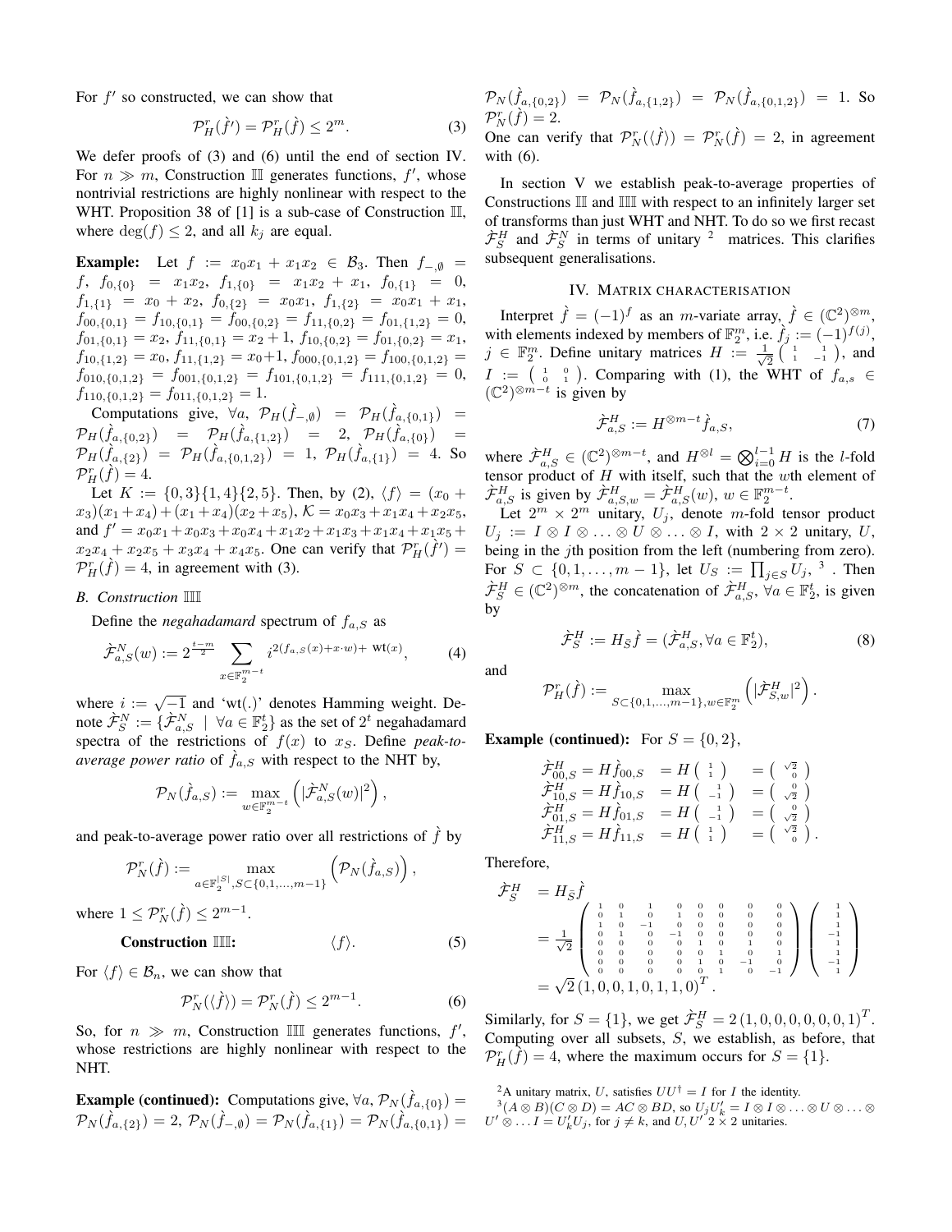For $f'$ so constructed, we can show that

$$\mathcal{P}_H^r(\hat{f}') = \mathcal{P}_H^r(\hat{f}) \le 2^m. \tag{3}$$

We defer proofs of (3) and (6) until the end of section IV. For $n \gg m$, Construction $\mathbb{III}$ generates functions, $f'$, whose nontrivial restrictions are highly nonlinear with respect to the WHT. Proposition 38 of [1] is a sub-case of Construction $\mathbb{III}$, where $\deg(f) \le 2$, and all $k_j$ are equal.

**Example:** Let $f := x_0x_1 + x_1x_2 \in \mathcal{B}_3$. Then $f_{-,\emptyset} = f$, $f_{0,\{0\}} = x_1x_2$, $f_{1,\{0\}} = x_1x_2 + x_1$, $f_{0,\{1\}} = 0$, $f_{1,\{1\}} = x_0 + x_2$, $f_{0,\{2\}} = x_0x_1$, $f_{1,\{2\}} = x_0x_1 + x_1$, $f_{00,\{0,1\}} = f_{10,\{0,1\}} = f_{00,\{0,2\}} = f_{11,\{0,2\}} = f_{01,\{1,2\}} = 0$, $f_{01,\{0,1\}} = x_2$, $f_{11,\{0,1\}} = x_2+1$, $f_{10,\{0,2\}} = f_{01,\{0,2\}} = x_1$, $f_{10,\{1,2\}} = x_0$, $f_{11,\{1,2\}} = x_0+1$, $f_{000,\{0,1,2\}} = f_{100,\{0,1,2\}} = f_{010,\{0,1,2\}} = f_{001,\{0,1,2\}} = f_{101,\{0,1,2\}} = f_{111,\{0,1,2\}} = 0$, $f_{110,\{0,1,2\}} = f_{011,\{0,1,2\}} = 1$.

Computations give, $\forall a$, $\mathcal{P}_H(\hat{f}_{-,\emptyset}) = \mathcal{P}_H(\hat{f}_{a,\{0,1\}}) = \mathcal{P}_H(\hat{f}_{a,\{0,2\}}) = \mathcal{P}_H(\hat{f}_{a,\{1,2\}}) = 2$, $\mathcal{P}_H(\hat{f}_{a,\{0\}}) = \mathcal{P}_H(\hat{f}_{a,\{2\}}) = \mathcal{P}_H(\hat{f}_{a,\{0,1,2\}}) = 1$, $\mathcal{P}_H(\hat{f}_{a,\{1\}}) = 4$. So $\mathcal{P}_H^r(\hat{f}) = 4$.

Let $K := \{0,3\}\{1,4\}\{2,5\}$. Then, by (2), $\langle f \rangle = (x_0 + x_3)(x_1+x_4) + (x_1+x_4)(x_2+x_5)$, $\mathcal{K} = x_0x_3 + x_1x_4 + x_2x_5$, and $f' = x_0x_1 + x_0x_3 + x_0x_4 + x_1x_2 + x_1x_3 + x_1x_4 + x_1x_5 + x_2x_4 + x_2x_5 + x_3x_4 + x_4x_5$. One can verify that $\mathcal{P}_H^r(\hat{f}') = \mathcal{P}_H^r(\hat{f}) = 4$, in agreement with (3).

### B. Construction $\mathbb{IIII}$

Define the *negahadamard* spectrum of $f_{a,S}$ as

$$\hat{\mathcal{F}}_{a,S}^N(w) := 2^{\frac{t-m}{2}} \sum_{x \in \mathbb{F}_2^{m-t}} i^{2(f_{a,S}(x) + x\cdot w) + \text{ wt}(x)}, \tag{4}$$

where $i := \sqrt{-1}$ and 'wt(.)' denotes Hamming weight. Denote $\hat{\mathcal{F}}_S^N := \{\hat{\mathcal{F}}_{a,S}^N \mid \forall a \in \mathbb{F}_2^t\}$ as the set of $2^t$ negahadamard spectra of the restrictions of $f(x)$ to $x_S$. Define *peak-to-average power ratio* of $\hat{f}_{a,S}$ with respect to the NHT by,

$$\mathcal{P}_N(\hat{f}_{a,S}) := \max_{w \in \mathbb{F}_2^{m-t}} \left( |\hat{\mathcal{F}}_{a,S}^N(w)|^2 \right),$$

and peak-to-average power ratio over all restrictions of $\hat{f}$ by

$$\mathcal{P}_N^r(\hat{f}) := \max_{a \in \mathbb{F}_2^{|S|}, S \subset \{0,1,\ldots,m-1\}} \left( \mathcal{P}_N(\hat{f}_{a,S}) \right),$$

where $1 \le \mathcal{P}_N^r(\hat{f}) \le 2^{m-1}$.

**Construction $\mathbb{IIII}$:**

$$\langle f \rangle. \tag{5}$$

For $\langle f \rangle \in \mathcal{B}_n$, we can show that

$$\mathcal{P}_N^r(\langle \hat{f} \rangle) = \mathcal{P}_N^r(\hat{f}) \le 2^{m-1}. \tag{6}$$

So, for $n \gg m$, Construction $\mathbb{IIII}$ generates functions, $f'$, whose restrictions are highly nonlinear with respect to the NHT.

**Example (continued):** Computations give, $\forall a$, $\mathcal{P}_N(\hat{f}_{a,\{0\}}) = \mathcal{P}_N(\hat{f}_{a,\{2\}}) = 2$, $\mathcal{P}_N(\hat{f}_{-,\emptyset}) = \mathcal{P}_N(\hat{f}_{a,\{1\}}) = \mathcal{P}_N(\hat{f}_{a,\{0,1\}}) = \mathcal{P}_N(\hat{f}_{a,\{0,2\}}) = \mathcal{P}_N(\hat{f}_{a,\{1,2\}}) = \mathcal{P}_N(\hat{f}_{a,\{0,1,2\}}) = 1$. So $\mathcal{P}_N^r(\hat{f}) = 2$.

One can verify that $\mathcal{P}_N^r(\langle \hat{f} \rangle) = \mathcal{P}_N^r(\hat{f}) = 2$, in agreement with (6).

In section V we establish peak-to-average properties of Constructions $\mathbb{III}$ and $\mathbb{IIII}$ with respect to an infinitely larger set of transforms than just WHT and NHT. To do so we first recast $\hat{\mathcal{F}}_S^H$ and $\hat{\mathcal{F}}_S^N$ in terms of unitary [2] matrices. This clarifies subsequent generalisations.

## IV. Matrix characterisation

Interpret $\hat{f} = (-1)^f$ as an $m$-variate array, $\hat{f} \in (\mathbb{C}^2)^{\otimes m}$, with elements indexed by members of $\mathbb{F}_2^m$, i.e. $\hat{f}_j := (-1)^{f(j)}$, $j \in \mathbb{F}_2^m$. Define unitary matrices $H := \frac{1}{\sqrt{2}} \begin{pmatrix} 1 & 1 \\ 1 & -1 \end{pmatrix}$, and $I := \begin{pmatrix} 1 & 0 \\ 0 & 1 \end{pmatrix}$. Comparing with (1), the WHT of $f_{a,s} \in (\mathbb{C}^2)^{\otimes m-t}$ is given by

$$\hat{\mathcal{F}}_{a,S}^H := H^{\otimes m-t} \hat{f}_{a,S}, \tag{7}$$

where $\hat{\mathcal{F}}_{a,S}^H \in (\mathbb{C}^2)^{\otimes m-t}$, and $H^{\otimes l} = \bigotimes_{i=0}^{l-1} H$ is the $l$-fold tensor product of $H$ with itself, such that the $w$th element of $\hat{\mathcal{F}}_{a,S}^H$ is given by $\hat{\mathcal{F}}_{a,S,w}^H = \hat{\mathcal{F}}_{a,S}^H(w)$, $w \in \mathbb{F}_2^{m-t}$.

Let $2^m \times 2^m$ unitary, $U_j$, denote $m$-fold tensor product $U_j := I \otimes I \otimes \ldots \otimes U \otimes \ldots \otimes I$, with $2 \times 2$ unitary, $U$, being in the $j$th position from the left (numbering from zero). For $S \subset \{0,1,\ldots,m-1\}$, let $U_S := \prod_{j \in S} U_j$, [3]. Then $\hat{\mathcal{F}}_S^H \in (\mathbb{C}^2)^{\otimes m}$, the concatenation of $\hat{\mathcal{F}}_{a,S}^H$, $\forall a \in \mathbb{F}_2^t$, is given by

$$\hat{\mathcal{F}}_S^H := H_{\bar{S}} \hat{f} = (\hat{\mathcal{F}}_{a,S}^H, \forall a \in \mathbb{F}_2^t), \tag{8}$$

and

$$\mathcal{P}_H^r(\hat{f}) := \max_{S \subset \{0,1,\ldots,m-1\}, w \in \mathbb{F}_2^m} \left( |\hat{\mathcal{F}}_{S,w}^H|^2 \right).$$

**Example (continued):** For $S = \{0,2\}$,

$$\begin{array}{lll}
\hat{\mathcal{F}}_{00,S}^H = H\hat{f}_{00,S} & = H\begin{pmatrix} 1 \\ 1 \end{pmatrix} & = \begin{pmatrix} \sqrt{2} \\ 0 \end{pmatrix} \\
\hat{\mathcal{F}}_{10,S}^H = H\hat{f}_{10,S} & = H\begin{pmatrix} 1 \\ -1 \end{pmatrix} & = \begin{pmatrix} 0 \\ \sqrt{2} \end{pmatrix} \\
\hat{\mathcal{F}}_{01,S}^H = H\hat{f}_{01,S} & = H\begin{pmatrix} 1 \\ -1 \end{pmatrix} & = \begin{pmatrix} 0 \\ \sqrt{2} \end{pmatrix} \\
\hat{\mathcal{F}}_{11,S}^H = H\hat{f}_{11,S} & = H\begin{pmatrix} 1 \\ 1 \end{pmatrix} & = \begin{pmatrix} \sqrt{2} \\ 0 \end{pmatrix}.
\end{array}$$

Therefore,

$$\begin{aligned}
\hat{\mathcal{F}}_S^H &= H_{\bar{S}} \hat{f} \\
&= \frac{1}{\sqrt{2}} \begin{pmatrix}
1 & 0 & 1 & 0 & 0 & 0 & 0 & 0 \\
0 & 1 & 0 & 1 & 0 & 0 & 0 & 0 \\
1 & 0 & -1 & 0 & 0 & 0 & 0 & 0 \\
0 & 1 & 0 & -1 & 0 & 0 & 0 & 0 \\
0 & 0 & 0 & 0 & 1 & 0 & 1 & 0 \\
0 & 0 & 0 & 0 & 0 & 1 & 0 & 1 \\
0 & 0 & 0 & 0 & 1 & 0 & -1 & 0 \\
0 & 0 & 0 & 0 & 0 & 1 & 0 & -1
\end{pmatrix}
\begin{pmatrix} 1 \\ 1 \\ 1 \\ -1 \\ 1 \\ 1 \\ -1 \\ 1 \end{pmatrix} \\
&= \sqrt{2}\,(1,0,0,1,0,1,1,0)^T.
\end{aligned}$$

Similarly, for $S = \{1\}$, we get $\hat{\mathcal{F}}_S^H = 2\,(1,0,0,0,0,0,0,1)^T$. Computing over all subsets, $S$, we establish, as before, that $\mathcal{P}_H^r(\hat{f}) = 4$, where the maximum occurs for $S = \{1\}$.

[2] A unitary matrix, $U$, satisfies $UU^\dagger = I$ for $I$ the identity.

[3] $(A \otimes B)(C \otimes D) = AC \otimes BD$, so $U_jU'_k = I \otimes I \otimes \ldots \otimes U \otimes \ldots \otimes U' \otimes \ldots I = U'_kU_j$, for $j \ne k$, and $U, U'$ $2 \times 2$ unitaries.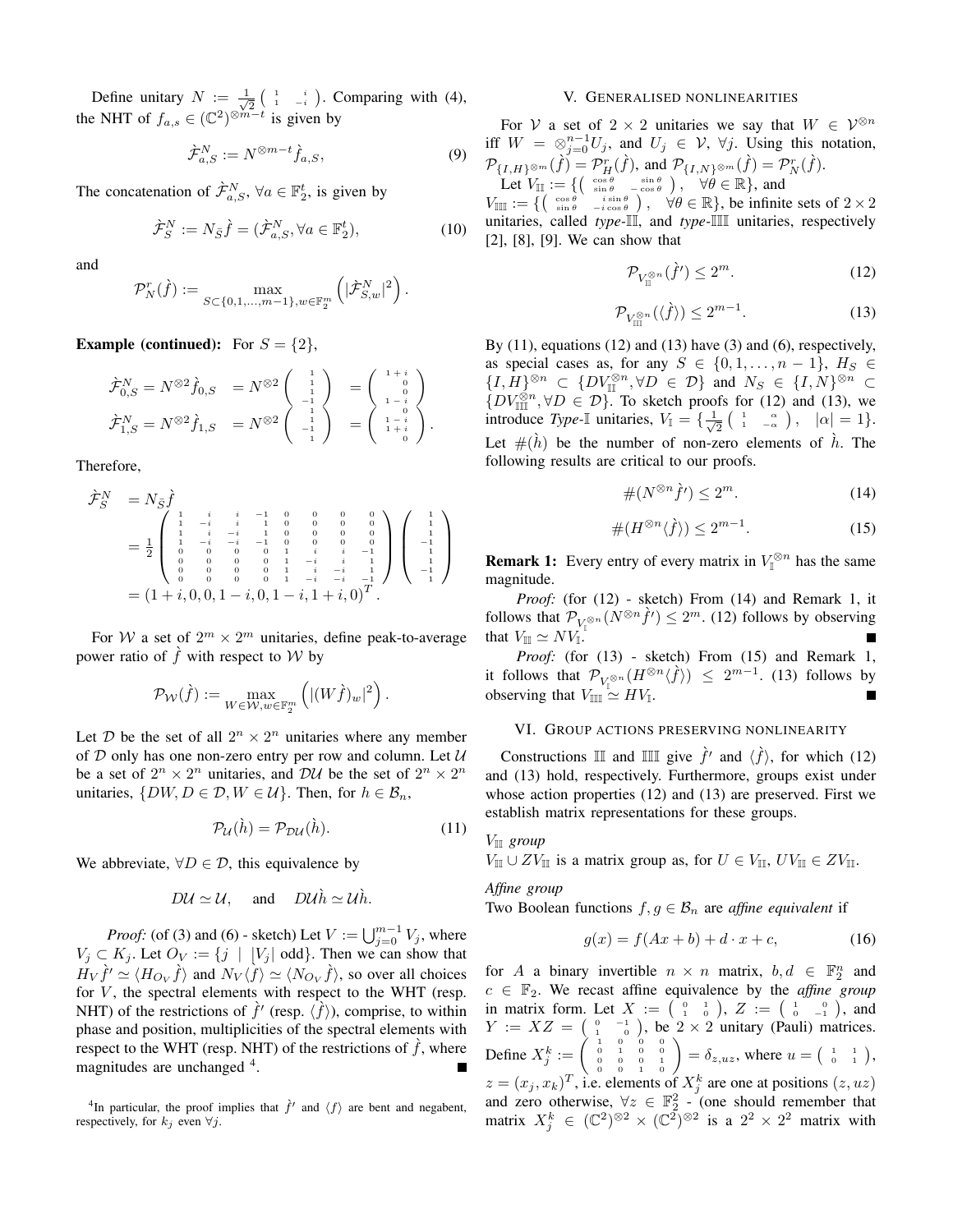Define unitary $N := \frac{1}{\sqrt{2}}\begin{pmatrix} 1 & i \\ 1 & -i \end{pmatrix}$. Comparing with (4), the NHT of $f_{a,s} \in (\mathbb{C}^2)^{\otimes m-t}$ is given by

$$\grave{\mathcal{F}}^N_{a,S} := N^{\otimes m-t}\grave{f}_{a,S}, \tag{9}$$

The concatenation of $\grave{\mathcal{F}}^N_{a,S}$, $\forall a \in \mathbb{F}_2^t$, is given by

$$\grave{\mathcal{F}}^N_S := N_{\bar{S}}\grave{f} = (\grave{\mathcal{F}}^N_{a,S}, \forall a \in \mathbb{F}_2^t), \tag{10}$$

and

$$\mathcal{P}^r_N(\grave{f}) := \max_{S \subset \{0,1,\ldots,m-1\}, w \in \mathbb{F}_2^m} \left(|\grave{\mathcal{F}}^N_{S,w}|^2\right).$$

**Example (continued):** For $S = \{2\}$,

$$\begin{array}{lll} \grave{\mathcal{F}}^N_{0,S} = N^{\otimes 2}\grave{f}_{0,S} & = N^{\otimes 2}\begin{pmatrix} 1 \\ 1 \\ 1 \\ -1 \end{pmatrix} & = \begin{pmatrix} 1+i \\ 0 \\ 1-i \\ 0 \end{pmatrix} \\ \grave{\mathcal{F}}^N_{1,S} = N^{\otimes 2}\grave{f}_{1,S} & = N^{\otimes 2}\begin{pmatrix} 1 \\ 1 \\ -1 \\ 1 \end{pmatrix} & = \begin{pmatrix} 0 \\ 1-i \\ 1+i \\ 0 \end{pmatrix}. \end{array}$$

Therefore,

$$\begin{array}{ll} \grave{\mathcal{F}}^N_S & = N_{\bar{S}}\grave{f} \\ & = \frac{1}{2}\begin{pmatrix} 1 & i & i & -1 & 0 & 0 & 0 & 0 \\ 1 & -i & i & 1 & 0 & 0 & 0 & 0 \\ 1 & i & -i & 1 & 0 & 0 & 0 & 0 \\ 1 & -i & -i & -1 & 0 & 0 & 0 & 0 \\ 0 & 0 & 0 & 0 & 1 & i & i & -1 \\ 0 & 0 & 0 & 0 & 1 & -i & i & 1 \\ 0 & 0 & 0 & 0 & 1 & i & -i & 1 \\ 0 & 0 & 0 & 0 & 1 & -i & -i & -1 \end{pmatrix}\begin{pmatrix} 1 \\ 1 \\ -1 \\ 1 \\ 1 \\ 1 \\ -1 \\ 1 \end{pmatrix} \\ & = (1+i, 0, 0, 1-i, 0, 1-i, 1+i, 0)^T. \end{array}$$

For $\mathcal{W}$ a set of $2^m \times 2^m$ unitaries, define peak-to-average power ratio of $\grave{f}$ with respect to $\mathcal{W}$ by

$$\mathcal{P}_{\mathcal{W}}(\grave{f}) := \max_{W \in \mathcal{W}, w \in \mathbb{F}_2^m} \left(|(W\grave{f})_w|^2\right).$$

Let $\mathcal{D}$ be the set of all $2^n \times 2^n$ unitaries where any member of $\mathcal{D}$ only has one non-zero entry per row and column. Let $\mathcal{U}$ be a set of $2^n \times 2^n$ unitaries, and $\mathcal{DU}$ be the set of $2^n \times 2^n$ unitaries, $\{DW, D \in \mathcal{D}, W \in \mathcal{U}\}$. Then, for $h \in \mathcal{B}_n$,

$$\mathcal{P}_{\mathcal{U}}(\grave{h}) = \mathcal{P}_{\mathcal{DU}}(\grave{h}). \tag{11}$$

We abbreviate, $\forall D \in \mathcal{D}$, this equivalence by

$$D\mathcal{U} \simeq \mathcal{U}, \quad \text{and} \quad D\mathcal{U}\grave{h} \simeq \mathcal{U}\grave{h}.$$

*Proof:* (of (3) and (6) - sketch) Let $V := \bigcup_{j=0}^{m-1} V_j$, where $V_j \subset K_j$. Let $O_V := \{j \mid \lfloor V_j \rfloor \text{ odd}\}$. Then we can show that $H_V\grave{f}' \simeq \langle H_{O_V}\grave{f}\rangle$ and $N_V\langle f\rangle \simeq \langle N_{O_V}\grave{f}\rangle$, so over all choices for $V$, the spectral elements with respect to the WHT (resp. NHT) of the restrictions of $\grave{f}'$ (resp. $\langle\grave{f}\rangle$), comprise, to within phase and position, multiplicities of the spectral elements with respect to the WHT (resp. NHT) of the restrictions of $\grave{f}$, where magnitudes are unchanged [4]. ■

[4] In particular, the proof implies that $\grave{f}'$ and $\langle f\rangle$ are bent and negabent, respectively, for $k_j$ even $\forall j$.

## V. Generalised nonlinearities

For $\mathcal{V}$ a set of $2 \times 2$ unitaries we say that $W \in \mathcal{V}^{\otimes n}$ iff $W = \otimes_{j=0}^{n-1} U_j$, and $U_j \in \mathcal{V}$, $\forall j$. Using this notation, $\mathcal{P}_{\{I,H\}^{\otimes m}}(\grave{f}) = \mathcal{P}^r_H(\grave{f})$, and $\mathcal{P}_{\{I,N\}^{\otimes m}}(\grave{f}) = \mathcal{P}^r_N(\grave{f})$.

Let $V_{\mathbb{II}} := \{\begin{pmatrix} \cos\theta & \sin\theta \\ \sin\theta & -\cos\theta \end{pmatrix}, \quad \forall\theta \in \mathbb{R}\}$, and $V_{\mathbb{III}} := \{\begin{pmatrix} \cos\theta & i\sin\theta \\ \sin\theta & -i\cos\theta \end{pmatrix}, \quad \forall\theta \in \mathbb{R}\}$, be infinite sets of $2 \times 2$ unitaries, called *type-*$\mathbb{II}$, and *type-*$\mathbb{III}$ unitaries, respectively [2], [8], [9]. We can show that

$$\mathcal{P}_{V_{\mathbb{II}}^{\otimes n}}(\grave{f}') \le 2^m. \tag{12}$$

$$\mathcal{P}_{V_{\mathbb{III}}^{\otimes n}}(\langle\grave{f}\rangle) \le 2^{m-1}. \tag{13}$$

By (11), equations (12) and (13) have (3) and (6), respectively, as special cases as, for any $S \in \{0,1,\ldots,n-1\}$, $H_S \in \{I,H\}^{\otimes n} \subset \{DV_{\mathbb{II}}^{\otimes n}, \forall D \in \mathcal{D}\}$ and $N_S \in \{I,N\}^{\otimes n} \subset \{DV_{\mathbb{III}}^{\otimes n}, \forall D \in \mathcal{D}\}$. To sketch proofs for (12) and (13), we introduce *Type-*$\mathbb{I}$ unitaries, $V_{\mathbb{I}} = \{\frac{1}{\sqrt{2}}\begin{pmatrix} 1 & \alpha \\ 1 & -\alpha \end{pmatrix}, \quad |\alpha| = 1\}$. Let $\#(\grave{h})$ be the number of non-zero elements of $\grave{h}$. The following results are critical to our proofs.

$$\#(N^{\otimes n}\grave{f}') \le 2^m. \tag{14}$$

$$\#(H^{\otimes n}\langle\grave{f}\rangle) \le 2^{m-1}. \tag{15}$$

**Remark 1:** Every entry of every matrix in $V_{\mathbb{I}}^{\otimes n}$ has the same magnitude.

*Proof:* (for (12) - sketch) From (14) and Remark 1, it follows that $\mathcal{P}_{V_{\mathbb{I}}^{\otimes n}}(N^{\otimes n}\grave{f}') \le 2^m$. (12) follows by observing that $V_{\mathbb{II}} \simeq NV_{\mathbb{I}}$. ■

*Proof:* (for (13) - sketch) From (15) and Remark 1, it follows that $\mathcal{P}_{V_{\mathbb{I}}^{\otimes n}}(H^{\otimes n}\langle\grave{f}\rangle) \le 2^{m-1}$. (13) follows by observing that $V_{\mathbb{III}} \simeq HV_{\mathbb{I}}$. ■

## VI. Group actions preserving nonlinearity

Constructions $\mathbb{II}$ and $\mathbb{III}$ give $\grave{f}'$ and $\langle\grave{f}\rangle$, for which (12) and (13) hold, respectively. Furthermore, groups exist under whose action properties (12) and (13) are preserved. First we establish matrix representations for these groups.

### $V_{\mathbb{II}}$ *group*

$V_{\mathbb{II}} \cup ZV_{\mathbb{II}}$ is a matrix group as, for $U \in V_{\mathbb{II}}$, $UV_{\mathbb{II}} \in ZV_{\mathbb{II}}$.

### *Affine group*

Two Boolean functions $f, g \in \mathcal{B}_n$ are *affine equivalent* if

$$g(x) = f(Ax + b) + d \cdot x + c, \tag{16}$$

for $A$ a binary invertible $n \times n$ matrix, $b, d \in \mathbb{F}_2^n$ and $c \in \mathbb{F}_2$. We recast affine equivalence by the *affine group* in matrix form. Let $X := \begin{pmatrix} 0 & 1 \\ 1 & 0 \end{pmatrix}$, $Z := \begin{pmatrix} 1 & 0 \\ 0 & -1 \end{pmatrix}$, and $Y := XZ = \begin{pmatrix} 0 & -1 \\ 1 & 0 \end{pmatrix}$, be $2 \times 2$ unitary (Pauli) matrices. Define $X_j^k := \begin{pmatrix} 1 & 0 & 0 & 0 \\ 0 & 1 & 0 & 0 \\ 0 & 0 & 0 & 1 \\ 0 & 0 & 1 & 0 \end{pmatrix} = \delta_{z,uz}$, where $u = \begin{pmatrix} 1 & 1 \\ 0 & 1 \end{pmatrix}$, $z = (x_j, x_k)^T$, i.e. elements of $X_j^k$ are one at positions $(z, uz)$ and zero otherwise, $\forall z \in \mathbb{F}_2^2$ - (one should remember that matrix $X_j^k \in (\mathbb{C}^2)^{\otimes 2} \times (\mathbb{C}^2)^{\otimes 2}$ is a $2^2 \times 2^2$ matrix with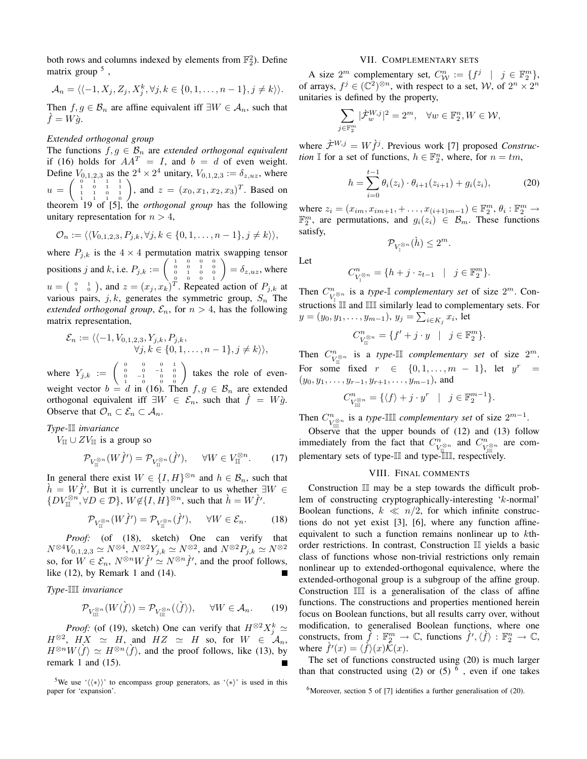both rows and columns indexed by elements from $\mathbb{F}_2^2$). Define matrix group [5],

$$\mathcal{A}_n = \langle\langle -1, X_j, Z_j, X_j^k, \forall j,k \in \{0,1,\ldots,n-1\}, j \neq k\rangle\rangle.$$

Then $f, g \in \mathcal{B}_n$ are affine equivalent iff $\exists W \in \mathcal{A}_n$, such that $\grave{f} = W\grave{g}$.

*Extended orthogonal group*

The functions $f, g \in \mathcal{B}_n$ are *extended orthogonal equivalent* if (16) holds for $AA^T = I$, and $b = d$ of even weight. Define $V_{0,1,2,3}$ as the $2^4 \times 2^4$ unitary, $V_{0,1,2,3} := \delta_{z,uz}$, where $u = \begin{pmatrix} 0 & 1 & 1 & 1 \\ 1 & 0 & 1 & 1 \\ 1 & 1 & 0 & 1 \\ 1 & 1 & 1 & 0 \end{pmatrix}$, and $z = (x_0, x_1, x_2, x_3)^T$. Based on theorem 19 of [5], the *orthogonal group* has the following unitary representation for $n > 4$,

$$\mathcal{O}_n := \langle\langle V_{0,1,2,3}, P_{j,k}, \forall j,k \in \{0,1,\ldots,n-1\}, j \neq k\rangle\rangle,$$

where $P_{j,k}$ is the $4 \times 4$ permutation matrix swapping tensor positions $j$ and $k$, i.e. $P_{j,k} := \begin{pmatrix} 1 & 0 & 0 & 0 \\ 0 & 0 & 1 & 0 \\ 0 & 1 & 0 & 0 \\ 0 & 0 & 0 & 1 \end{pmatrix} = \delta_{z,uz}$, where $u = \begin{pmatrix} 0 & 1 \\ 1 & 0 \end{pmatrix}$, and $z = (x_j, x_k)^T$. Repeated action of $P_{j,k}$ at various pairs, $j, k$, generates the symmetric group, $S_n$ The *extended orthogonal group*, $\mathcal{E}_n$, for $n > 4$, has the following matrix representation,

$$\mathcal{E}_n := \langle\langle -1, V_{0,1,2,3}, Y_{j,k}, P_{j,k}, \\ \forall j,k \in \{0,1,\ldots,n-1\}, j \neq k\rangle\rangle,$$

where $Y_{j,k} := \begin{pmatrix} 0 & 0 & 0 & 1 \\ 0 & 0 & -1 & 0 \\ 0 & -1 & 0 & 0 \\ 1 & 0 & 0 & 0 \end{pmatrix}$ takes the role of even-weight vector $b = d$ in (16). Then $f, g \in \mathcal{B}_n$ are extended orthogonal equivalent iff $\exists W \in \mathcal{E}_n$, such that $\grave{f} = W\grave{g}$. Observe that $\mathcal{O}_n \subset \mathcal{E}_n \subset \mathcal{A}_n$.

*Type-$\mathbb{II}$ invariance*

$V_{\mathbb{II}} \cup ZV_{\mathbb{II}}$ is a group so

$$\mathcal{P}_{V_{\mathbb{II}}^{\otimes n}}(W\grave{f}') = \mathcal{P}_{V_{\mathbb{II}}^{\otimes n}}(\grave{f}'), \quad \forall W \in V_{\mathbb{II}}^{\otimes n}. \tag{17}$$

In general there exist $W \in \{I, H\}^{\otimes n}$ and $h \in \mathcal{B}_n$, such that $\grave{h} = W\grave{f}'$. But it is currently unclear to us whether $\exists W \in \{DV_{\mathbb{II}}^{\otimes n}, \forall D \in \mathcal{D}\}$, $W \notin \{I, H\}^{\otimes n}$, such that $\grave{h} = W\grave{f}'$.

$$\mathcal{P}_{V_{\mathbb{II}}^{\otimes n}}(W\grave{f}') = \mathcal{P}_{V_{\mathbb{II}}^{\otimes n}}(\grave{f}'), \quad \forall W \in \mathcal{E}_n. \tag{18}$$

*Proof:* (of (18), sketch) One can verify that $N^{\otimes 4}V_{0,1,2,3} \simeq N^{\otimes 4}$, $N^{\otimes 2}Y_{j,k} \simeq N^{\otimes 2}$, and $N^{\otimes 2}P_{j,k} \simeq N^{\otimes 2}$ so, for $W \in \mathcal{E}_n$, $N^{\otimes n}W\grave{f}' \simeq N^{\otimes n}\grave{f}'$, and the proof follows, like (12), by Remark 1 and (14). ■

*Type-$\mathbb{III}$ invariance*

$$\mathcal{P}_{V_{\mathbb{III}}^{\otimes n}}(W\langle\grave{f}\rangle) = \mathcal{P}_{V_{\mathbb{III}}^{\otimes n}}(\langle\grave{f}\rangle), \quad \forall W \in \mathcal{A}_n. \tag{19}$$

*Proof:* (of (19), sketch) One can verify that $H^{\otimes 2}X_j^k \simeq H^{\otimes 2}$, $HX \simeq H$, and $HZ \simeq H$ so, for $W \in \mathcal{A}_n$, $H^{\otimes n}W\langle\grave{f}\rangle \simeq H^{\otimes n}\langle\grave{f}\rangle$, and the proof follows, like (13), by remark 1 and (15). ■

[5] We use '$\langle\langle * \rangle\rangle$' to encompass group generators, as '$\langle * \rangle$' is used in this paper for 'expansion'.

## VII. Complementary sets

A size $2^m$ complementary set, $C_{\mathcal{W}}^n := \{f^j \mid j \in \mathbb{F}_2^m\}$, of arrays, $f^j \in (\mathbb{C}^2)^{\otimes n}$, with respect to a set, $\mathcal{W}$, of $2^n \times 2^n$ unitaries is defined by the property,

$$\sum_{j \in \mathbb{F}_2^m} |\grave{\mathcal{F}}_w^{W,j}|^2 = 2^m, \quad \forall w \in \mathbb{F}_2^n, W \in \mathcal{W},$$

where $\grave{\mathcal{F}}^{W,j} = W\grave{f}^j$. Previous work [7] proposed *Construction* $\mathbb{I}$ for a set of functions, $h \in \mathbb{F}_2^n$, where, for $n = tm$,

$$h = \sum_{i=0}^{t-1} \theta_i(z_i) \cdot \theta_{i+1}(z_{i+1}) + g_i(z_i), \tag{20}$$

where $z_i = (x_{im}, x_{im+1}, + \ldots, x_{(i+1)m-1}) \in \mathbb{F}_2^m$, $\theta_i : \mathbb{F}_2^m \to \mathbb{F}_2^m$, are permutations, and $g_i(z_i) \in \mathcal{B}_m$. These functions satisfy,

$$\mathcal{P}_{V_{\mathbb{I}}^{\otimes n}}(\grave{h}) \leq 2^m.$$

Let

$$C_{V_{\mathbb{I}}^{\otimes n}}^n = \{h + j \cdot z_{t-1} \mid j \in \mathbb{F}_2^m\}.$$

Then $C_{V_{\mathbb{I}}^{\otimes n}}^n$ is a *type-$\mathbb{I}$ complementary set* of size $2^m$. Constructions $\mathbb{II}$ and $\mathbb{III}$ similarly lead to complementary sets. For $y = (y_0, y_1, \ldots, y_{m-1})$, $y_j = \sum_{i \in K_j} x_i$, let

$$C_{V_{\mathbb{II}}^{\otimes n}}^n = \{f' + j \cdot y \mid j \in \mathbb{F}_2^m\}.$$

Then $C_{V_{\mathbb{II}}^{\otimes n}}^n$ is a *type-$\mathbb{II}$ complementary set* of size $2^m$. For some fixed $r \in \{0, 1, \ldots, m-1\}$, let $y^r = (y_0, y_1, \ldots, y_{r-1}, y_{r+1}, \ldots, y_{m-1})$, and

$$C_{V_{\mathbb{III}}^{\otimes n}}^n = \{\langle f \rangle + j \cdot y^r \mid j \in \mathbb{F}_2^{m-1}\}.$$

Then $C_{V_{\mathbb{III}}^{\otimes n}}^n$ is a *type-$\mathbb{III}$ complementary set* of size $2^{m-1}$.

Observe that the upper bounds of (12) and (13) follow immediately from the fact that $C_{V_{\mathbb{II}}^{\otimes n}}^n$ and $C_{V_{\mathbb{III}}^{\otimes n}}^n$ are complementary sets of type-$\mathbb{II}$ and type-$\mathbb{III}$, respectively.

## VIII. Final comments

Construction $\mathbb{II}$ may be a step towards the difficult problem of constructing cryptographically-interesting '$k$-normal' Boolean functions, $k \ll n/2$, for which infinite constructions do not yet exist [3], [6], where any function affine-equivalent to such a function remains nonlinear up to $k$th-order restrictions. In contrast, Construction $\mathbb{II}$ yields a basic class of functions whose non-trivial restrictions only remain nonlinear up to extended-orthogonal equivalence, where the extended-orthogonal group is a subgroup of the affine group. Construction $\mathbb{III}$ is a generalisation of the class of affine functions. The constructions and properties mentioned herein focus on Boolean functions, but all results carry over, without modification, to generalised Boolean functions, where one constructs, from $\grave{f} : \mathbb{F}_2^m \to \mathbb{C}$, functions $\grave{f}', \langle\grave{f}\rangle : \mathbb{F}_2^n \to \mathbb{C}$, where $\grave{f}'(x) = \langle\grave{f}\rangle(x)\grave{\mathcal{K}}(x)$.

The set of functions constructed using (20) is much larger than that constructed using (2) or (5) [6], even if one takes

[6] Moreover, section 5 of [7] identifies a further generalisation of (20).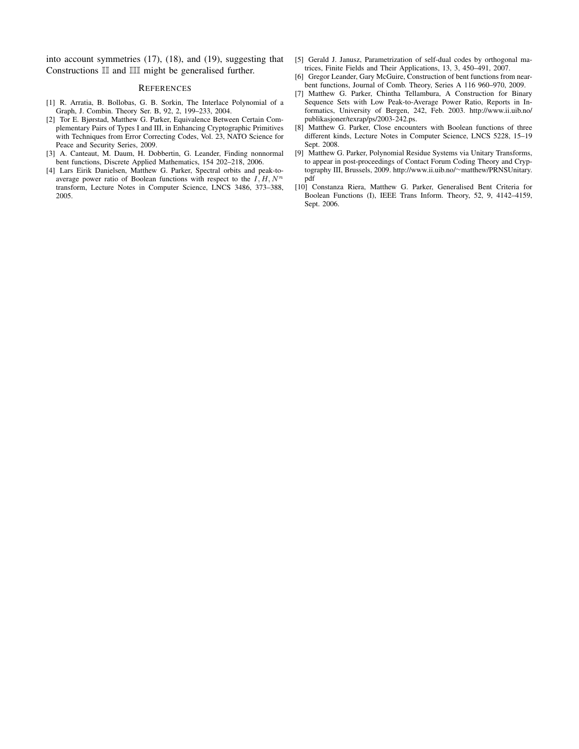into account symmetries (17), (18), and (19), suggesting that Constructions $\mathbb{II}$ and $\mathbb{III}$ might be generalised further.

## References

[1] R. Arratia, B. Bollobas, G. B. Sorkin, The Interlace Polynomial of a Graph, J. Combin. Theory Ser. B, 92, 2, 199–233, 2004.

[2] Tor E. Bjørstad, Matthew G. Parker, Equivalence Between Certain Complementary Pairs of Types I and III, in Enhancing Cryptographic Primitives with Techniques from Error Correcting Codes, Vol. 23, NATO Science for Peace and Security Series, 2009.

[3] A. Canteaut, M. Daum, H. Dobbertin, G. Leander, Finding nonnormal bent functions, Discrete Applied Mathematics, 154 202–218, 2006.

[4] Lars Eirik Danielsen, Matthew G. Parker, Spectral orbits and peak-to-average power ratio of Boolean functions with respect to the $I, H, N^n$ transform, Lecture Notes in Computer Science, LNCS 3486, 373–388, 2005.

[5] Gerald J. Janusz, Parametrization of self-dual codes by orthogonal matrices, Finite Fields and Their Applications, 13, 3, 450–491, 2007.

[6] Gregor Leander, Gary McGuire, Construction of bent functions from near-bent functions, Journal of Comb. Theory, Series A 116 960–970, 2009.

[7] Matthew G. Parker, Chintha Tellambura, A Construction for Binary Sequence Sets with Low Peak-to-Average Power Ratio, Reports in Informatics, University of Bergen, 242, Feb. 2003. http://www.ii.uib.no/publikasjoner/texrap/ps/2003-242.ps.

[8] Matthew G. Parker, Close encounters with Boolean functions of three different kinds, Lecture Notes in Computer Science, LNCS 5228, 15–19 Sept. 2008.

[9] Matthew G. Parker, Polynomial Residue Systems via Unitary Transforms, to appear in post-proceedings of Contact Forum Coding Theory and Cryptography III, Brussels, 2009. http://www.ii.uib.no/~matthew/PRNSUnitary.pdf

[10] Constanza Riera, Matthew G. Parker, Generalised Bent Criteria for Boolean Functions (I), IEEE Trans Inform. Theory, 52, 9, 4142–4159, Sept. 2006.